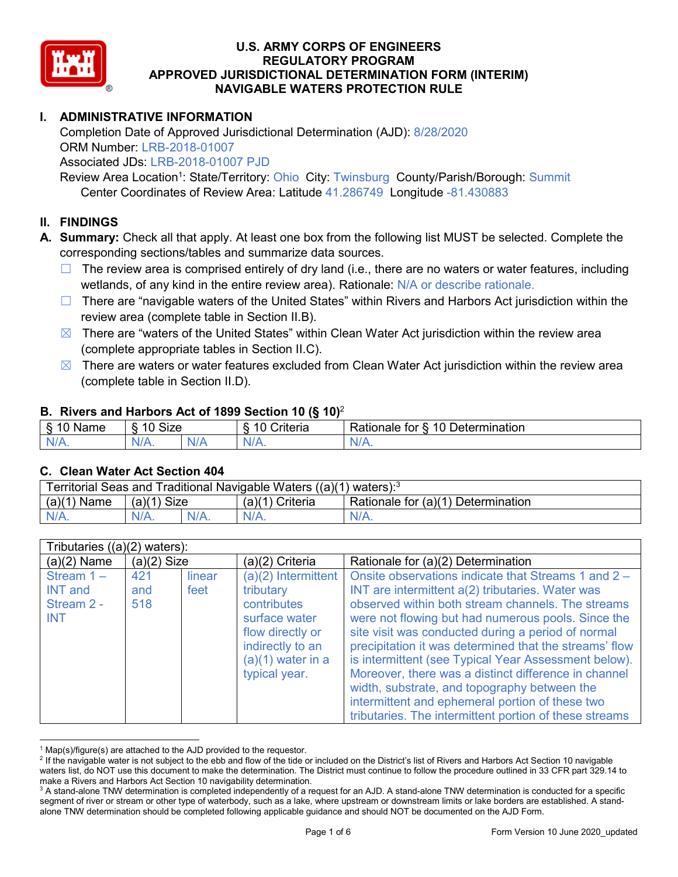# U.S. ARMY CORPS OF ENGINEERS
# REGULATORY PROGRAM
# APPROVED JURISDICTIONAL DETERMINATION FORM (INTERIM)
# NAVIGABLE WATERS PROTECTION RULE

## I. ADMINISTRATIVE INFORMATION

Completion Date of Approved Jurisdictional Determination (AJD): 8/28/2020
ORM Number: LRB-2018-01007
Associated JDs: LRB-2018-01007 PJD
Review Area Location[1]: State/Territory: Ohio City: Twinsburg County/Parish/Borough: Summit
Center Coordinates of Review Area: Latitude 41.286749 Longitude -81.430883

## II. FINDINGS

**A. Summary:** Check all that apply. At least one box from the following list MUST be selected. Complete the corresponding sections/tables and summarize data sources.

- ☐ The review area is comprised entirely of dry land (i.e., there are no waters or water features, including wetlands, of any kind in the entire review area). Rationale: N/A or describe rationale.
- ☐ There are "navigable waters of the United States" within Rivers and Harbors Act jurisdiction within the review area (complete table in Section II.B).
- ☒ There are "waters of the United States" within Clean Water Act jurisdiction within the review area (complete appropriate tables in Section II.C).
- ☒ There are waters or water features excluded from Clean Water Act jurisdiction within the review area (complete table in Section II.D).

### B. Rivers and Harbors Act of 1899 Section 10 (§ 10)[2]

| § 10 Name | § 10 Size | | § 10 Criteria | Rationale for § 10 Determination |
|---|---|---|---|---|
| N/A. | N/A. | N/A | N/A. | N/A. |

### C. Clean Water Act Section 404

| Territorial Seas and Traditional Navigable Waters ((a)(1) waters):[3] | | | | |
|---|---|---|---|---|
| (a)(1) Name | (a)(1) Size | | (a)(1) Criteria | Rationale for (a)(1) Determination |
| N/A. | N/A. | N/A. | N/A. | N/A. |

| Tributaries ((a)(2) waters): | | | | |
|---|---|---|---|---|
| (a)(2) Name | (a)(2) Size | | (a)(2) Criteria | Rationale for (a)(2) Determination |
| Stream 1 – INT and Stream 2 - INT | 421 and 518 | linear feet | (a)(2) Intermittent tributary contributes surface water flow directly or indirectly to an (a)(1) water in a typical year. | Onsite observations indicate that Streams 1 and 2 – INT are intermittent a(2) tributaries. Water was observed within both stream channels. The streams were not flowing but had numerous pools. Since the site visit was conducted during a period of normal precipitation it was determined that the streams' flow is intermittent (see Typical Year Assessment below). Moreover, there was a distinct difference in channel width, substrate, and topography between the intermittent and ephemeral portion of these two tributaries. The intermittent portion of these streams |

[1] Map(s)/figure(s) are attached to the AJD provided to the requestor.
[2] If the navigable water is not subject to the ebb and flow of the tide or included on the District's list of Rivers and Harbors Act Section 10 navigable waters list, do NOT use this document to make the determination. The District must continue to follow the procedure outlined in 33 CFR part 329.14 to make a Rivers and Harbors Act Section 10 navigability determination.
[3] A stand-alone TNW determination is completed independently of a request for an AJD. A stand-alone TNW determination is conducted for a specific segment of river or stream or other type of waterbody, such as a lake, where upstream or downstream limits or lake borders are established. A stand-alone TNW determination should be completed following applicable guidance and should NOT be documented on the AJD Form.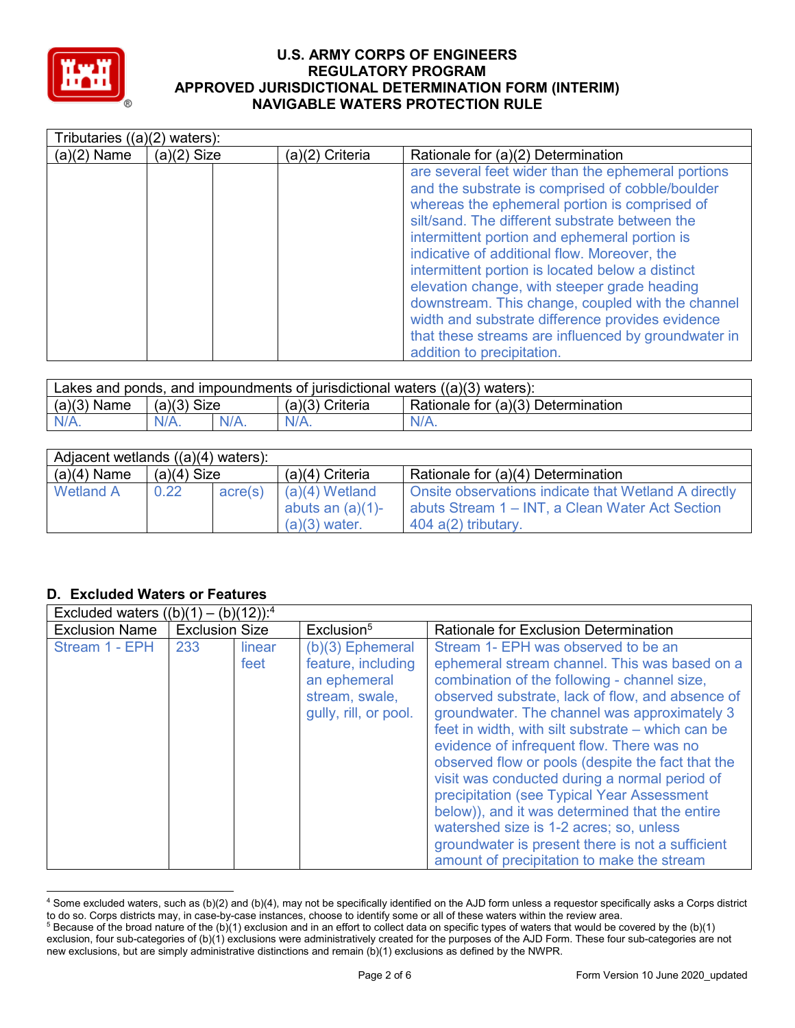| Tributaries ((a)(2) waters): | | | | |
|---|---|---|---|---|
| (a)(2) Name | (a)(2) Size | | (a)(2) Criteria | Rationale for (a)(2) Determination |
| | | | | are several feet wider than the ephemeral portions and the substrate is comprised of cobble/boulder whereas the ephemeral portion is comprised of silt/sand. The different substrate between the intermittent portion and ephemeral portion is indicative of additional flow. Moreover, the intermittent portion is located below a distinct elevation change, with steeper grade heading downstream. This change, coupled with the channel width and substrate difference provides evidence that these streams are influenced by groundwater in addition to precipitation. |

| Lakes and ponds, and impoundments of jurisdictional waters ((a)(3) waters): | | | | |
|---|---|---|---|---|
| (a)(3) Name | (a)(3) Size | | (a)(3) Criteria | Rationale for (a)(3) Determination |
| N/A. | N/A. | N/A. | N/A. | N/A. |

| Adjacent wetlands ((a)(4) waters): | | | | |
|---|---|---|---|---|
| (a)(4) Name | (a)(4) Size | | (a)(4) Criteria | Rationale for (a)(4) Determination |
| Wetland A | 0.22 | acre(s) | (a)(4) Wetland abuts an (a)(1)-(a)(3) water. | Onsite observations indicate that Wetland A directly abuts Stream 1 – INT, a Clean Water Act Section 404 a(2) tributary. |

## D. Excluded Waters or Features

| Excluded waters ((b)(1) – (b)(12)):[4] | | | | |
|---|---|---|---|---|
| Exclusion Name | Exclusion Size | | Exclusion[5] | Rationale for Exclusion Determination |
| Stream 1 - EPH | 233 | linear feet | (b)(3) Ephemeral feature, including an ephemeral stream, swale, gully, rill, or pool. | Stream 1- EPH was observed to be an ephemeral stream channel. This was based on a combination of the following - channel size, observed substrate, lack of flow, and absence of groundwater. The channel was approximately 3 feet in width, with silt substrate – which can be evidence of infrequent flow. There was no observed flow or pools (despite the fact that the visit was conducted during a normal period of precipitation (see Typical Year Assessment below)), and it was determined that the entire watershed size is 1-2 acres; so, unless groundwater is present there is not a sufficient amount of precipitation to make the stream |

[4] Some excluded waters, such as (b)(2) and (b)(4), may not be specifically identified on the AJD form unless a requestor specifically asks a Corps district to do so. Corps districts may, in case-by-case instances, choose to identify some or all of these waters within the review area.

[5] Because of the broad nature of the (b)(1) exclusion and in an effort to collect data on specific types of waters that would be covered by the (b)(1) exclusion, four sub-categories of (b)(1) exclusions were administratively created for the purposes of the AJD Form. These four sub-categories are not new exclusions, but are simply administrative distinctions and remain (b)(1) exclusions as defined by the NWPR.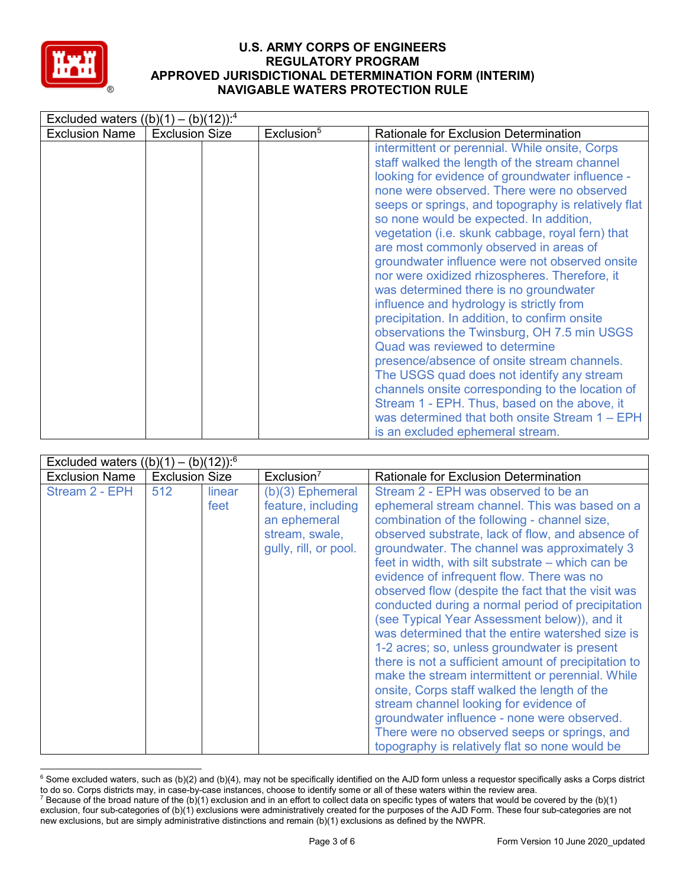# U.S. ARMY CORPS OF ENGINEERS
# REGULATORY PROGRAM
# APPROVED JURISDICTIONAL DETERMINATION FORM (INTERIM)
# NAVIGABLE WATERS PROTECTION RULE

| Excluded waters ((b)(1) – (b)(12)):[4] | | | | |
|---|---|---|---|---|
| Exclusion Name | Exclusion Size | | Exclusion[5] | Rationale for Exclusion Determination |
| | | | | intermittent or perennial. While onsite, Corps staff walked the length of the stream channel looking for evidence of groundwater influence - none were observed. There were no observed seeps or springs, and topography is relatively flat so none would be expected. In addition, vegetation (i.e. skunk cabbage, royal fern) that are most commonly observed in areas of groundwater influence were not observed onsite nor were oxidized rhizospheres. Therefore, it was determined there is no groundwater influence and hydrology is strictly from precipitation. In addition, to confirm onsite observations the Twinsburg, OH 7.5 min USGS Quad was reviewed to determine presence/absence of onsite stream channels. The USGS quad does not identify any stream channels onsite corresponding to the location of Stream 1 - EPH. Thus, based on the above, it was determined that both onsite Stream 1 – EPH is an excluded ephemeral stream. |

| Excluded waters ((b)(1) – (b)(12)):[6] | | | | |
|---|---|---|---|---|
| Exclusion Name | Exclusion Size | | Exclusion[7] | Rationale for Exclusion Determination |
| Stream 2 - EPH | 512 | linear feet | (b)(3) Ephemeral feature, including an ephemeral stream, swale, gully, rill, or pool. | Stream 2 - EPH was observed to be an ephemeral stream channel. This was based on a combination of the following - channel size, observed substrate, lack of flow, and absence of groundwater. The channel was approximately 3 feet in width, with silt substrate – which can be evidence of infrequent flow. There was no observed flow (despite the fact that the visit was conducted during a normal period of precipitation (see Typical Year Assessment below)), and it was determined that the entire watershed size is 1-2 acres; so, unless groundwater is present there is not a sufficient amount of precipitation to make the stream intermittent or perennial. While onsite, Corps staff walked the length of the stream channel looking for evidence of groundwater influence - none were observed. There were no observed seeps or springs, and topography is relatively flat so none would be |

[6] Some excluded waters, such as (b)(2) and (b)(4), may not be specifically identified on the AJD form unless a requestor specifically asks a Corps district to do so. Corps districts may, in case-by-case instances, choose to identify some or all of these waters within the review area.

[7] Because of the broad nature of the (b)(1) exclusion and in an effort to collect data on specific types of waters that would be covered by the (b)(1) exclusion, four sub-categories of (b)(1) exclusions were administratively created for the purposes of the AJD Form. These four sub-categories are not new exclusions, but are simply administrative distinctions and remain (b)(1) exclusions as defined by the NWPR.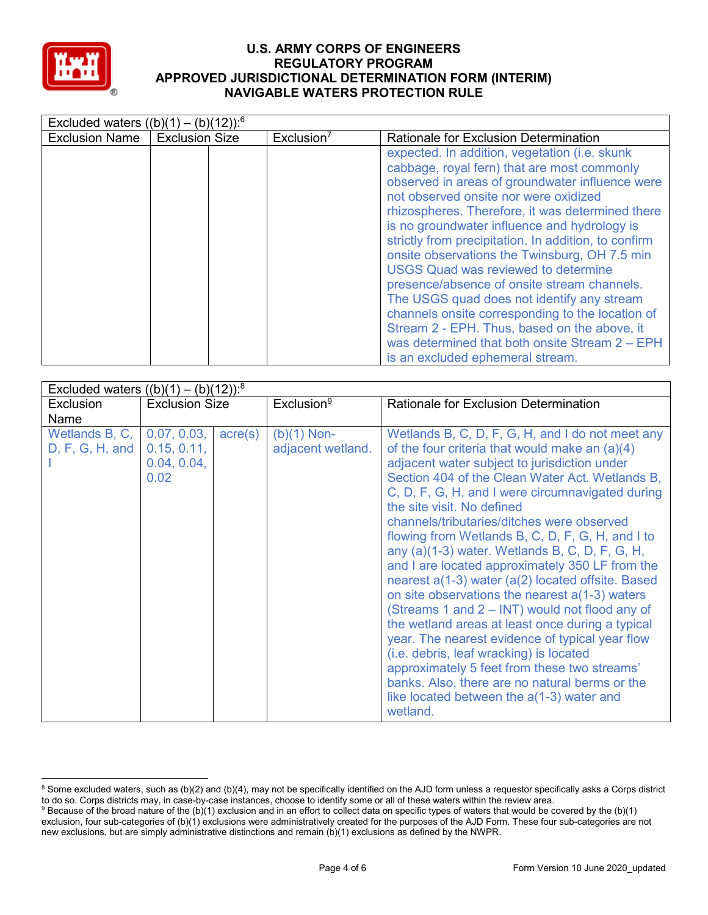# U.S. ARMY CORPS OF ENGINEERS
## REGULATORY PROGRAM
## APPROVED JURISDICTIONAL DETERMINATION FORM (INTERIM)
## NAVIGABLE WATERS PROTECTION RULE

| Excluded waters ((b)(1) – (b)(12)):[6] | | | | |
|---|---|---|---|---|
| Exclusion Name | Exclusion Size | | Exclusion[7] | Rationale for Exclusion Determination |
| | | | | expected. In addition, vegetation (i.e. skunk cabbage, royal fern) that are most commonly observed in areas of groundwater influence were not observed onsite nor were oxidized rhizospheres. Therefore, it was determined there is no groundwater influence and hydrology is strictly from precipitation. In addition, to confirm onsite observations the Twinsburg, OH 7.5 min USGS Quad was reviewed to determine presence/absence of onsite stream channels. The USGS quad does not identify any stream channels onsite corresponding to the location of Stream 2 - EPH. Thus, based on the above, it was determined that both onsite Stream 2 – EPH is an excluded ephemeral stream. |

| Excluded waters ((b)(1) – (b)(12)):[8] | | | | |
|---|---|---|---|---|
| Exclusion Name | Exclusion Size | | Exclusion[9] | Rationale for Exclusion Determination |
| Wetlands B, C, D, F, G, H, and I | 0.07, 0.03, 0.15, 0.11, 0.04, 0.04, 0.02 | acre(s) | (b)(1) Non-adjacent wetland. | Wetlands B, C, D, F, G, H, and I do not meet any of the four criteria that would make an (a)(4) adjacent water subject to jurisdiction under Section 404 of the Clean Water Act. Wetlands B, C, D, F, G, H, and I were circumnavigated during the site visit. No defined channels/tributaries/ditches were observed flowing from Wetlands B, C, D, F, G, H, and I to any (a)(1-3) water. Wetlands B, C, D, F, G, H, and I are located approximately 350 LF from the nearest a(1-3) water (a(2) located offsite. Based on site observations the nearest a(1-3) waters (Streams 1 and 2 – INT) would not flood any of the wetland areas at least once during a typical year. The nearest evidence of typical year flow (i.e. debris, leaf wracking) is located approximately 5 feet from these two streams' banks. Also, there are no natural berms or the like located between the a(1-3) water and wetland. |

[8] Some excluded waters, such as (b)(2) and (b)(4), may not be specifically identified on the AJD form unless a requestor specifically asks a Corps district to do so. Corps districts may, in case-by-case instances, choose to identify some or all of these waters within the review area.

[9] Because of the broad nature of the (b)(1) exclusion and in an effort to collect data on specific types of waters that would be covered by the (b)(1) exclusion, four sub-categories of (b)(1) exclusions were administratively created for the purposes of the AJD Form. These four sub-categories are not new exclusions, but are simply administrative distinctions and remain (b)(1) exclusions as defined by the NWPR.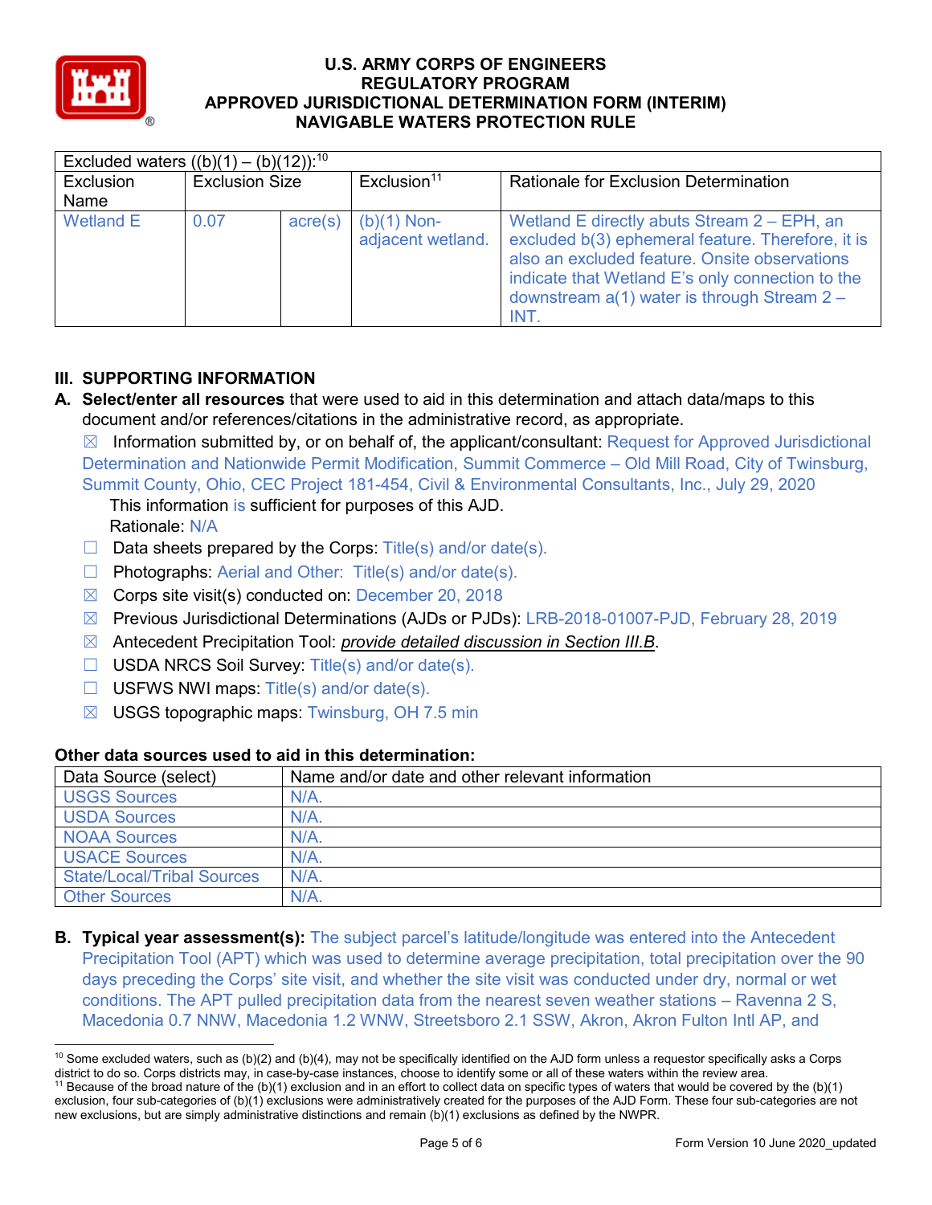| Excluded waters ((b)(1) – (b)(12)):[10] | | | | |
|---|---|---|---|---|
| Exclusion Name | Exclusion Size | | Exclusion[11] | Rationale for Exclusion Determination |
| Wetland E | 0.07 | acre(s) | (b)(1) Non-adjacent wetland. | Wetland E directly abuts Stream 2 – EPH, an excluded b(3) ephemeral feature. Therefore, it is also an excluded feature. Onsite observations indicate that Wetland E's only connection to the downstream a(1) water is through Stream 2 – INT. |

## III. SUPPORTING INFORMATION

**A. Select/enter all resources** that were used to aid in this determination and attach data/maps to this document and/or references/citations in the administrative record, as appropriate.

☒ Information submitted by, or on behalf of, the applicant/consultant: Request for Approved Jurisdictional Determination and Nationwide Permit Modification, Summit Commerce – Old Mill Road, City of Twinsburg, Summit County, Ohio, CEC Project 181-454, Civil & Environmental Consultants, Inc., July 29, 2020

This information is sufficient for purposes of this AJD.
Rationale: N/A

☐ Data sheets prepared by the Corps: Title(s) and/or date(s).

☐ Photographs: Aerial and Other: Title(s) and/or date(s).

☒ Corps site visit(s) conducted on: December 20, 2018

☒ Previous Jurisdictional Determinations (AJDs or PJDs): LRB-2018-01007-PJD, February 28, 2019

☒ Antecedent Precipitation Tool: *provide detailed discussion in Section III.B*.

☐ USDA NRCS Soil Survey: Title(s) and/or date(s).

☐ USFWS NWI maps: Title(s) and/or date(s).

☒ USGS topographic maps: Twinsburg, OH 7.5 min

**Other data sources used to aid in this determination:**

| Data Source (select) | Name and/or date and other relevant information |
|---|---|
| USGS Sources | N/A. |
| USDA Sources | N/A. |
| NOAA Sources | N/A. |
| USACE Sources | N/A. |
| State/Local/Tribal Sources | N/A. |
| Other Sources | N/A. |

**B. Typical year assessment(s):** The subject parcel's latitude/longitude was entered into the Antecedent Precipitation Tool (APT) which was used to determine average precipitation, total precipitation over the 90 days preceding the Corps' site visit, and whether the site visit was conducted under dry, normal or wet conditions. The APT pulled precipitation data from the nearest seven weather stations – Ravenna 2 S, Macedonia 0.7 NNW, Macedonia 1.2 WNW, Streetsboro 2.1 SSW, Akron, Akron Fulton Intl AP, and

---

[10] Some excluded waters, such as (b)(2) and (b)(4), may not be specifically identified on the AJD form unless a requestor specifically asks a Corps district to do so. Corps districts may, in case-by-case instances, choose to identify some or all of these waters within the review area.

[11] Because of the broad nature of the (b)(1) exclusion and in an effort to collect data on specific types of waters that would be covered by the (b)(1) exclusion, four sub-categories of (b)(1) exclusions were administratively created for the purposes of the AJD Form. These four sub-categories are not new exclusions, but are simply administrative distinctions and remain (b)(1) exclusions as defined by the NWPR.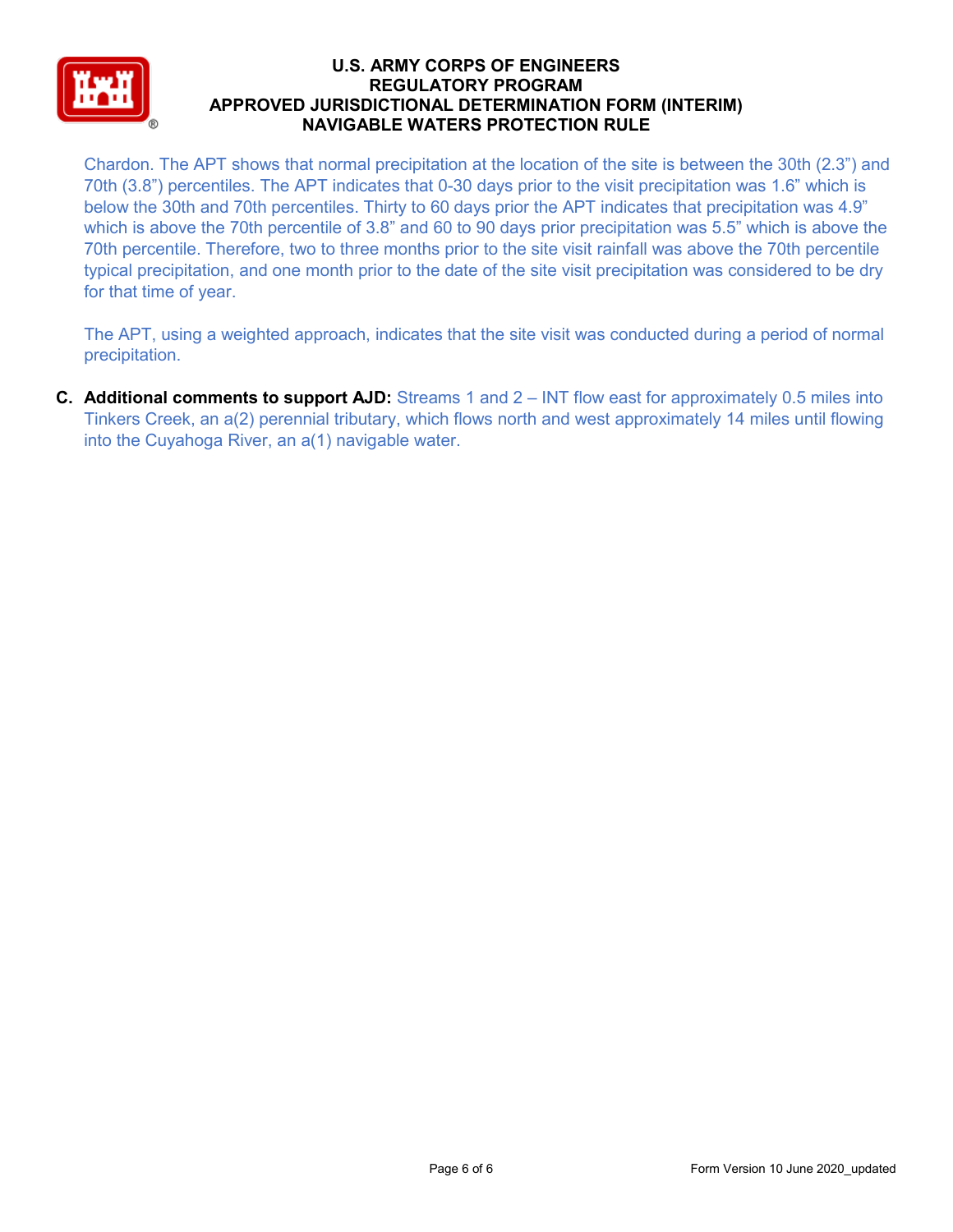Chardon. The APT shows that normal precipitation at the location of the site is between the 30th (2.3") and 70th (3.8") percentiles. The APT indicates that 0-30 days prior to the visit precipitation was 1.6" which is below the 30th and 70th percentiles. Thirty to 60 days prior the APT indicates that precipitation was 4.9" which is above the 70th percentile of 3.8" and 60 to 90 days prior precipitation was 5.5" which is above the 70th percentile. Therefore, two to three months prior to the site visit rainfall was above the 70th percentile typical precipitation, and one month prior to the date of the site visit precipitation was considered to be dry for that time of year.

The APT, using a weighted approach, indicates that the site visit was conducted during a period of normal precipitation.

C. **Additional comments to support AJD:** Streams 1 and 2 – INT flow east for approximately 0.5 miles into Tinkers Creek, an a(2) perennial tributary, which flows north and west approximately 14 miles until flowing into the Cuyahoga River, an a(1) navigable water.